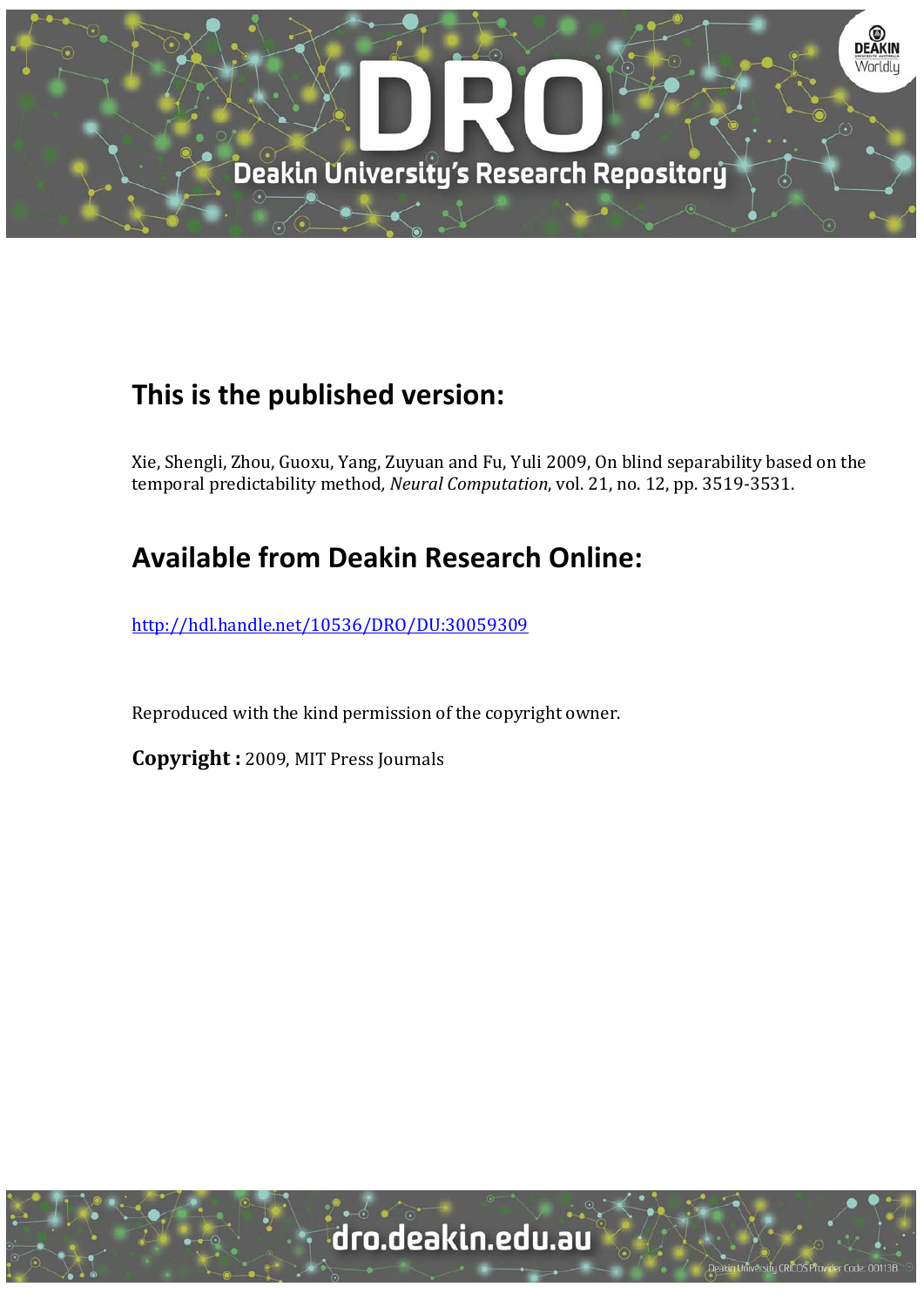## This is the published version:

Xie, Shengli, Zhou, Guoxu, Yang, Zuyuan and Fu, Yuli 2009, On blind separability based on the temporal predictability method, *Neural Computation*, vol. 21, no. 12, pp. 3519-3531.

## Available from Deakin Research Online:

http://hdl.handle.net/10536/DRO/DU:30059309

Reproduced with the kind permission of the copyright owner.

**Copyright :** 2009, MIT Press Journals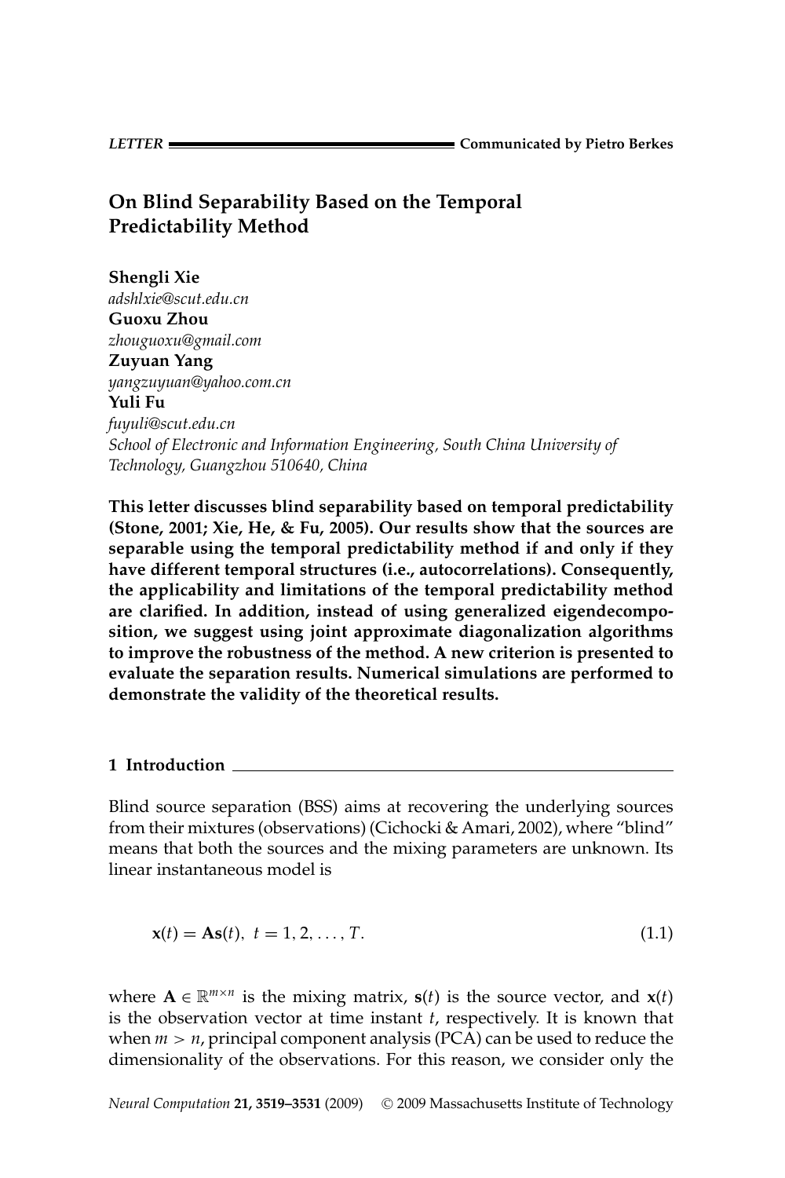LETTER — Communicated by Pietro Berkes

# On Blind Separability Based on the Temporal Predictability Method

**Shengli Xie**
*adshlxie@scut.edu.cn*
**Guoxu Zhou**
*zhouguoxu@gmail.com*
**Zuyuan Yang**
*yangzuyuan@yahoo.com.cn*
**Yuli Fu**
*fuyuli@scut.edu.cn*
*School of Electronic and Information Engineering, South China University of Technology, Guangzhou 510640, China*

**This letter discusses blind separability based on temporal predictability (Stone, 2001; Xie, He, & Fu, 2005). Our results show that the sources are separable using the temporal predictability method if and only if they have different temporal structures (i.e., autocorrelations). Consequently, the applicability and limitations of the temporal predictability method are clarified. In addition, instead of using generalized eigendecomposition, we suggest using joint approximate diagonalization algorithms to improve the robustness of the method. A new criterion is presented to evaluate the separation results. Numerical simulations are performed to demonstrate the validity of the theoretical results.**

## 1 Introduction

Blind source separation (BSS) aims at recovering the underlying sources from their mixtures (observations) (Cichocki & Amari, 2002), where "blind" means that both the sources and the mixing parameters are unknown. Its linear instantaneous model is

$$\mathbf{x}(t) = \mathbf{A}\mathbf{s}(t),\ t = 1, 2, \ldots, T. \tag{1.1}$$

where $\mathbf{A} \in \mathbb{R}^{m \times n}$ is the mixing matrix, $\mathbf{s}(t)$ is the source vector, and $\mathbf{x}(t)$ is the observation vector at time instant $t$, respectively. It is known that when $m > n$, principal component analysis (PCA) can be used to reduce the dimensionality of the observations. For this reason, we consider only the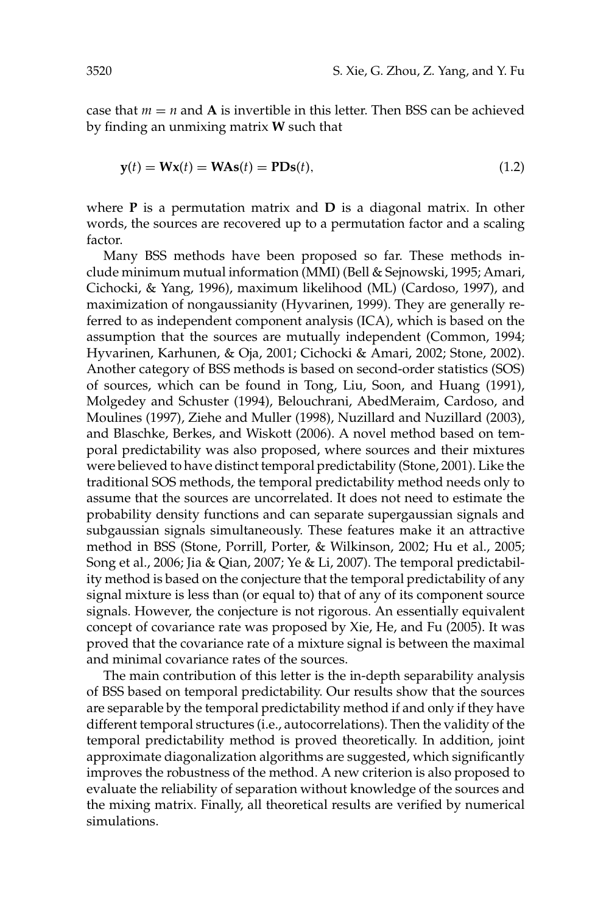case that $m = n$ and $\mathbf{A}$ is invertible in this letter. Then BSS can be achieved by finding an unmixing matrix $\mathbf{W}$ such that

$$\mathbf{y}(t) = \mathbf{W}\mathbf{x}(t) = \mathbf{W}\mathbf{A}\mathbf{s}(t) = \mathbf{P}\mathbf{D}\mathbf{s}(t), \tag{1.2}$$

where $\mathbf{P}$ is a permutation matrix and $\mathbf{D}$ is a diagonal matrix. In other words, the sources are recovered up to a permutation factor and a scaling factor.

Many BSS methods have been proposed so far. These methods include minimum mutual information (MMI) (Bell & Sejnowski, 1995; Amari, Cichocki, & Yang, 1996), maximum likelihood (ML) (Cardoso, 1997), and maximization of nongaussianity (Hyvarinen, 1999). They are generally referred to as independent component analysis (ICA), which is based on the assumption that the sources are mutually independent (Common, 1994; Hyvarinen, Karhunen, & Oja, 2001; Cichocki & Amari, 2002; Stone, 2002). Another category of BSS methods is based on second-order statistics (SOS) of sources, which can be found in Tong, Liu, Soon, and Huang (1991), Molgedey and Schuster (1994), Belouchrani, AbedMeraim, Cardoso, and Moulines (1997), Ziehe and Muller (1998), Nuzillard and Nuzillard (2003), and Blaschke, Berkes, and Wiskott (2006). A novel method based on temporal predictability was also proposed, where sources and their mixtures were believed to have distinct temporal predictability (Stone, 2001). Like the traditional SOS methods, the temporal predictability method needs only to assume that the sources are uncorrelated. It does not need to estimate the probability density functions and can separate supergaussian signals and subgaussian signals simultaneously. These features make it an attractive method in BSS (Stone, Porrill, Porter, & Wilkinson, 2002; Hu et al., 2005; Song et al., 2006; Jia & Qian, 2007; Ye & Li, 2007). The temporal predictability method is based on the conjecture that the temporal predictability of any signal mixture is less than (or equal to) that of any of its component source signals. However, the conjecture is not rigorous. An essentially equivalent concept of covariance rate was proposed by Xie, He, and Fu (2005). It was proved that the covariance rate of a mixture signal is between the maximal and minimal covariance rates of the sources.

The main contribution of this letter is the in-depth separability analysis of BSS based on temporal predictability. Our results show that the sources are separable by the temporal predictability method if and only if they have different temporal structures (i.e., autocorrelations). Then the validity of the temporal predictability method is proved theoretically. In addition, joint approximate diagonalization algorithms are suggested, which significantly improves the robustness of the method. A new criterion is also proposed to evaluate the reliability of separation without knowledge of the sources and the mixing matrix. Finally, all theoretical results are verified by numerical simulations.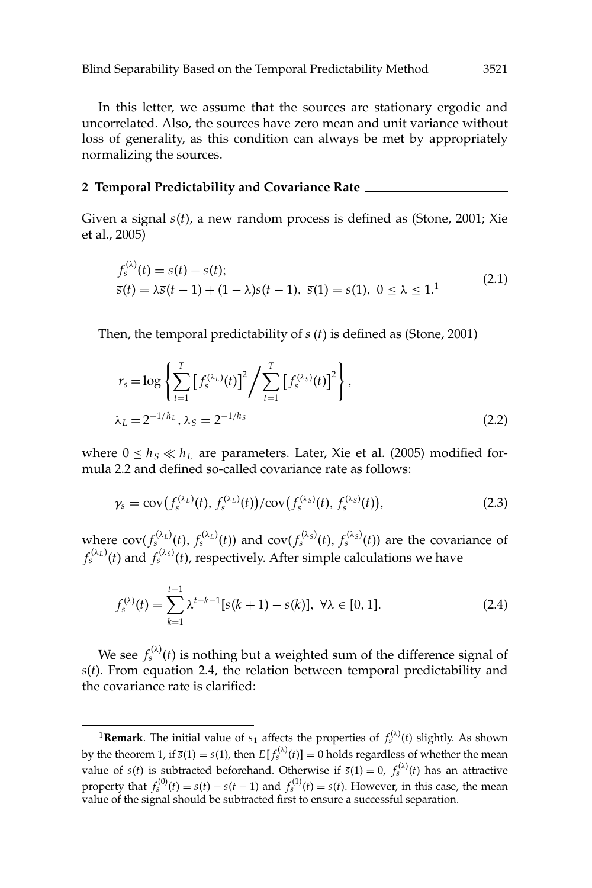In this letter, we assume that the sources are stationary ergodic and uncorrelated. Also, the sources have zero mean and unit variance without loss of generality, as this condition can always be met by appropriately normalizing the sources.

## 2 Temporal Predictability and Covariance Rate

Given a signal $s(t)$, a new random process is defined as (Stone, 2001; Xie et al., 2005)

$$
\begin{aligned}
&f_s^{(\lambda)}(t) = s(t) - \overline{s}(t);\\
&\overline{s}(t) = \lambda \overline{s}(t-1) + (1-\lambda)s(t-1),\ \overline{s}(1) = s(1),\ 0 \leq \lambda \leq 1.^{1}
\end{aligned}
\tag{2.1}
$$

Then, the temporal predictability of $s\,(t)$ is defined as (Stone, 2001)

$$
\begin{aligned}
&r_s = \log\left\{ \sum_{t=1}^{T} \left[ f_s^{(\lambda_L)}(t) \right]^2 \Big/ \sum_{t=1}^{T} \left[ f_s^{(\lambda_S)}(t) \right]^2 \right\},\\
&\lambda_L = 2^{-1/h_L},\ \lambda_S = 2^{-1/h_S}
\end{aligned}
\tag{2.2}
$$

where $0 \leq h_S \ll h_L$ are parameters. Later, Xie et al. (2005) modified formula 2.2 and defined so-called covariance rate as follows:

$$
\gamma_s = \mathrm{cov}\big(f_s^{(\lambda_L)}(t),\, f_s^{(\lambda_L)}(t)\big) / \mathrm{cov}\big(f_s^{(\lambda_S)}(t),\, f_s^{(\lambda_S)}(t)\big),
\tag{2.3}
$$

where $\mathrm{cov}(f_s^{(\lambda_L)}(t), f_s^{(\lambda_L)}(t))$ and $\mathrm{cov}(f_s^{(\lambda_S)}(t), f_s^{(\lambda_S)}(t))$ are the covariance of $f_s^{(\lambda_L)}(t)$ and $f_s^{(\lambda_S)}(t)$, respectively. After simple calculations we have

$$
f_s^{(\lambda)}(t) = \sum_{k=1}^{t-1} \lambda^{t-k-1}[s(k+1) - s(k)],\ \forall \lambda \in [0, 1].
\tag{2.4}
$$

We see $f_s^{(\lambda)}(t)$ is nothing but a weighted sum of the difference signal of $s(t)$. From equation 2.4, the relation between temporal predictability and the covariance rate is clarified:

---

[1] **Remark**. The initial value of $\overline{s}_1$ affects the properties of $f_s^{(\lambda)}(t)$ slightly. As shown by the theorem 1, if $\overline{s}(1) = s(1)$, then $E[f_s^{(\lambda)}(t)] = 0$ holds regardless of whether the mean value of $s(t)$ is subtracted beforehand. Otherwise if $\overline{s}(1) = 0$, $f_s^{(\lambda)}(t)$ has an attractive property that $f_s^{(0)}(t) = s(t) - s(t-1)$ and $f_s^{(1)}(t) = s(t)$. However, in this case, the mean value of the signal should be subtracted first to ensure a successful separation.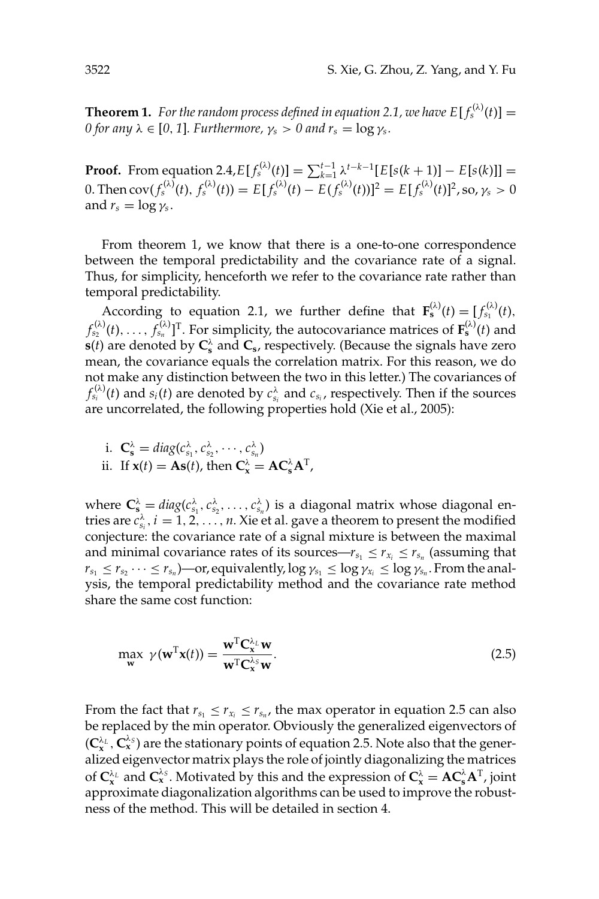**Theorem 1.** *For the random process defined in equation 2.1, we have* $E[f_s^{(\lambda)}(t)] = 0$ *for any* $\lambda \in [0, 1]$*. Furthermore,* $\gamma_s > 0$ *and* $r_s = \log \gamma_s$.

**Proof.** From equation 2.4, $E[f_s^{(\lambda)}(t)] = \sum_{k=1}^{t-1} \lambda^{t-k-1}[E[s(k+1)] - E[s(k)]] = 0$. Then $\mathrm{cov}(f_s^{(\lambda)}(t), f_s^{(\lambda)}(t)) = E[f_s^{(\lambda)}(t) - E(f_s^{(\lambda)}(t))]^2 = E[f_s^{(\lambda)}(t)]^2$, so, $\gamma_s > 0$ and $r_s = \log \gamma_s$.

From theorem 1, we know that there is a one-to-one correspondence between the temporal predictability and the covariance rate of a signal. Thus, for simplicity, henceforth we refer to the covariance rate rather than temporal predictability.

According to equation 2.1, we further define that $\mathbf{F}_{\mathbf{s}}^{(\lambda)}(t) = [f_{s_1}^{(\lambda)}(t), f_{s_2}^{(\lambda)}(t), \ldots, f_{s_n}^{(\lambda)}]^{\mathrm{T}}$. For simplicity, the autocovariance matrices of $\mathbf{F}_{\mathbf{s}}^{(\lambda)}(t)$ and $\mathbf{s}(t)$ are denoted by $\mathbf{C}_{\mathbf{s}}^{\lambda}$ and $\mathbf{C}_{\mathbf{s}}$, respectively. (Because the signals have zero mean, the covariance equals the correlation matrix. For this reason, we do not make any distinction between the two in this letter.) The covariances of $f_{s_i}^{(\lambda)}(t)$ and $s_i(t)$ are denoted by $c_{s_i}^{\lambda}$ and $c_{s_i}$, respectively. Then if the sources are uncorrelated, the following properties hold (Xie et al., 2005):

i. $\mathbf{C}_{\mathbf{s}}^{\lambda} = diag(c_{s_1}^{\lambda}, c_{s_2}^{\lambda}, \cdots, c_{s_n}^{\lambda})$
ii. If $\mathbf{x}(t) = \mathbf{A}\mathbf{s}(t)$, then $\mathbf{C}_{\mathbf{x}}^{\lambda} = \mathbf{A}\mathbf{C}_{\mathbf{s}}^{\lambda}\mathbf{A}^{\mathrm{T}}$,

where $\mathbf{C}_{\mathbf{s}}^{\lambda} = diag(c_{s_1}^{\lambda}, c_{s_2}^{\lambda}, \ldots, c_{s_n}^{\lambda})$ is a diagonal matrix whose diagonal entries are $c_{s_i}^{\lambda}, i = 1, 2, \ldots, n$. Xie et al. gave a theorem to present the modified conjecture: the covariance rate of a signal mixture is between the maximal and minimal covariance rates of its sources—$r_{s_1} \le r_{x_i} \le r_{s_n}$ (assuming that $r_{s_1} \le r_{s_2} \cdots \le r_{s_n}$)—or, equivalently, $\log \gamma_{s_1} \le \log \gamma_{x_i} \le \log \gamma_{s_n}$. From the analysis, the temporal predictability method and the covariance rate method share the same cost function:

$$\max_{\mathbf{w}} \; \gamma(\mathbf{w}^{\mathrm{T}}\mathbf{x}(t)) = \frac{\mathbf{w}^{\mathrm{T}}\mathbf{C}_{\mathbf{x}}^{\lambda_L}\mathbf{w}}{\mathbf{w}^{\mathrm{T}}\mathbf{C}_{\mathbf{x}}^{\lambda_S}\mathbf{w}}. \tag{2.5}$$

From the fact that $r_{s_1} \le r_{x_i} \le r_{s_n}$, the max operator in equation 2.5 can also be replaced by the min operator. Obviously the generalized eigenvectors of $(\mathbf{C}_{\mathbf{x}}^{\lambda_L}, \mathbf{C}_{\mathbf{x}}^{\lambda_S})$ are the stationary points of equation 2.5. Note also that the generalized eigenvector matrix plays the role of jointly diagonalizing the matrices of $\mathbf{C}_{\mathbf{x}}^{\lambda_L}$ and $\mathbf{C}_{\mathbf{x}}^{\lambda_S}$. Motivated by this and the expression of $\mathbf{C}_{\mathbf{x}}^{\lambda} = \mathbf{A}\mathbf{C}_{\mathbf{s}}^{\lambda}\mathbf{A}^{\mathrm{T}}$, joint approximate diagonalization algorithms can be used to improve the robustness of the method. This will be detailed in section 4.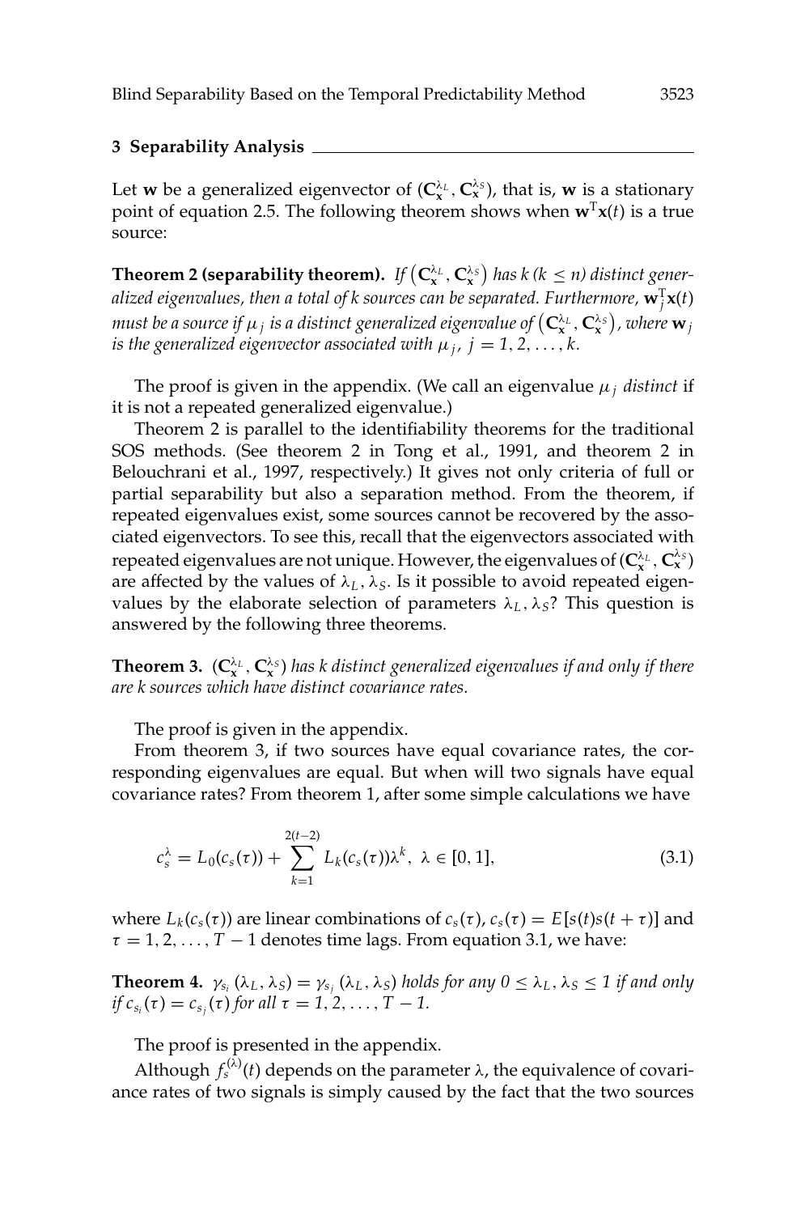## 3 Separability Analysis

Let $\mathbf{w}$ be a generalized eigenvector of $(\mathbf{C}_{\mathbf{x}}^{\lambda_L}, \mathbf{C}_{\mathbf{x}}^{\lambda_S})$, that is, $\mathbf{w}$ is a stationary point of equation 2.5. The following theorem shows when $\mathbf{w}^{\mathrm{T}}\mathbf{x}(t)$ is a true source:

**Theorem 2 (separability theorem).** *If $\left(\mathbf{C}_{\mathbf{x}}^{\lambda_L}, \mathbf{C}_{\mathbf{x}}^{\lambda_S}\right)$ has $k$ ($k \leq n$) distinct generalized eigenvalues, then a total of $k$ sources can be separated. Furthermore, $\mathbf{w}_j^{\mathrm{T}}\mathbf{x}(t)$ must be a source if $\mu_j$ is a distinct generalized eigenvalue of $\left(\mathbf{C}_{\mathbf{x}}^{\lambda_L}, \mathbf{C}_{\mathbf{x}}^{\lambda_S}\right)$, where $\mathbf{w}_j$ is the generalized eigenvector associated with $\mu_j$, $j = 1, 2, \ldots, k$.*

The proof is given in the appendix. (We call an eigenvalue $\mu_j$ *distinct* if it is not a repeated generalized eigenvalue.)

Theorem 2 is parallel to the identifiability theorems for the traditional SOS methods. (See theorem 2 in Tong et al., 1991, and theorem 2 in Belouchrani et al., 1997, respectively.) It gives not only criteria of full or partial separability but also a separation method. From the theorem, if repeated eigenvalues exist, some sources cannot be recovered by the associated eigenvectors. To see this, recall that the eigenvectors associated with repeated eigenvalues are not unique. However, the eigenvalues of $(\mathbf{C}_{\mathbf{x}}^{\lambda_L}, \mathbf{C}_{\mathbf{x}}^{\lambda_S})$ are affected by the values of $\lambda_L, \lambda_S$. Is it possible to avoid repeated eigenvalues by the elaborate selection of parameters $\lambda_L, \lambda_S$? This question is answered by the following three theorems.

**Theorem 3.** *$(\mathbf{C}_{\mathbf{x}}^{\lambda_L}, \mathbf{C}_{\mathbf{x}}^{\lambda_S})$ has $k$ distinct generalized eigenvalues if and only if there are $k$ sources which have distinct covariance rates.*

The proof is given in the appendix.

From theorem 3, if two sources have equal covariance rates, the corresponding eigenvalues are equal. But when will two signals have equal covariance rates? From theorem 1, after some simple calculations we have

$$c_s^{\lambda} = L_0(c_s(\tau)) + \sum_{k=1}^{2(t-2)} L_k(c_s(\tau))\lambda^k, \ \lambda \in [0, 1], \tag{3.1}$$

where $L_k(c_s(\tau))$ are linear combinations of $c_s(\tau)$, $c_s(\tau) = E[s(t)s(t+\tau)]$ and $\tau = 1, 2, \ldots, T-1$ denotes time lags. From equation 3.1, we have:

**Theorem 4.** *$\gamma_{s_i}(\lambda_L, \lambda_S) = \gamma_{s_j}(\lambda_L, \lambda_S)$ holds for any $0 \leq \lambda_L, \lambda_S \leq 1$ if and only if $c_{s_i}(\tau) = c_{s_j}(\tau)$ for all $\tau = 1, 2, \ldots, T-1$.*

The proof is presented in the appendix.

Although $f_s^{(\lambda)}(t)$ depends on the parameter $\lambda$, the equivalence of covariance rates of two signals is simply caused by the fact that the two sources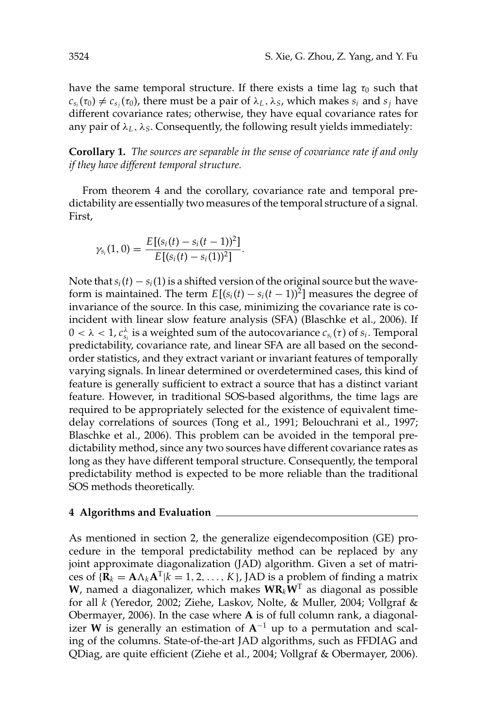have the same temporal structure. If there exists a time lag $\tau_0$ such that $c_{s_i}(\tau_0) \neq c_{s_j}(\tau_0)$, there must be a pair of $\lambda_L, \lambda_S$, which makes $s_i$ and $s_j$ have different covariance rates; otherwise, they have equal covariance rates for any pair of $\lambda_L, \lambda_S$. Consequently, the following result yields immediately:

**Corollary 1.** *The sources are separable in the sense of covariance rate if and only if they have different temporal structure.*

From theorem 4 and the corollary, covariance rate and temporal predictability are essentially two measures of the temporal structure of a signal. First,

$$\gamma_{s_i}(1, 0) = \frac{E[(s_i(t) - s_i(t-1))^2]}{E[(s_i(t) - s_i(1))^2]}.$$

Note that $s_i(t) - s_i(1)$ is a shifted version of the original source but the waveform is maintained. The term $E[(s_i(t) - s_i(t-1))^2]$ measures the degree of invariance of the source. In this case, minimizing the covariance rate is coincident with linear slow feature analysis (SFA) (Blaschke et al., 2006). If $0 < \lambda < 1$, $c^{\lambda}_{s_i}$ is a weighted sum of the autocovariance $c_{s_i}(\tau)$ of $s_i$. Temporal predictability, covariance rate, and linear SFA are all based on the second-order statistics, and they extract variant or invariant features of temporally varying signals. In linear determined or overdetermined cases, this kind of feature is generally sufficient to extract a source that has a distinct variant feature. However, in traditional SOS-based algorithms, the time lags are required to be appropriately selected for the existence of equivalent time-delay correlations of sources (Tong et al., 1991; Belouchrani et al., 1997; Blaschke et al., 2006). This problem can be avoided in the temporal predictability method, since any two sources have different covariance rates as long as they have different temporal structure. Consequently, the temporal predictability method is expected to be more reliable than the traditional SOS methods theoretically.

## 4 Algorithms and Evaluation

As mentioned in section 2, the generalize eigendecomposition (GE) procedure in the temporal predictability method can be replaced by any joint approximate diagonalization (JAD) algorithm. Given a set of matrices of $\{\mathbf{R}_k = \mathbf{A}\Lambda_k\mathbf{A}^T | k = 1, 2, \ldots, K\}$, JAD is a problem of finding a matrix $\mathbf{W}$, named a diagonalizer, which makes $\mathbf{W}\mathbf{R}_k\mathbf{W}^T$ as diagonal as possible for all $k$ (Yeredor, 2002; Ziehe, Laskov, Nolte, & Muller, 2004; Vollgraf & Obermayer, 2006). In the case where $\mathbf{A}$ is of full column rank, a diagonalizer $\mathbf{W}$ is generally an estimation of $\mathbf{A}^{-1}$ up to a permutation and scaling of the columns. State-of-the-art JAD algorithms, such as FFDIAG and QDiag, are quite efficient (Ziehe et al., 2004; Vollgraf & Obermayer, 2006).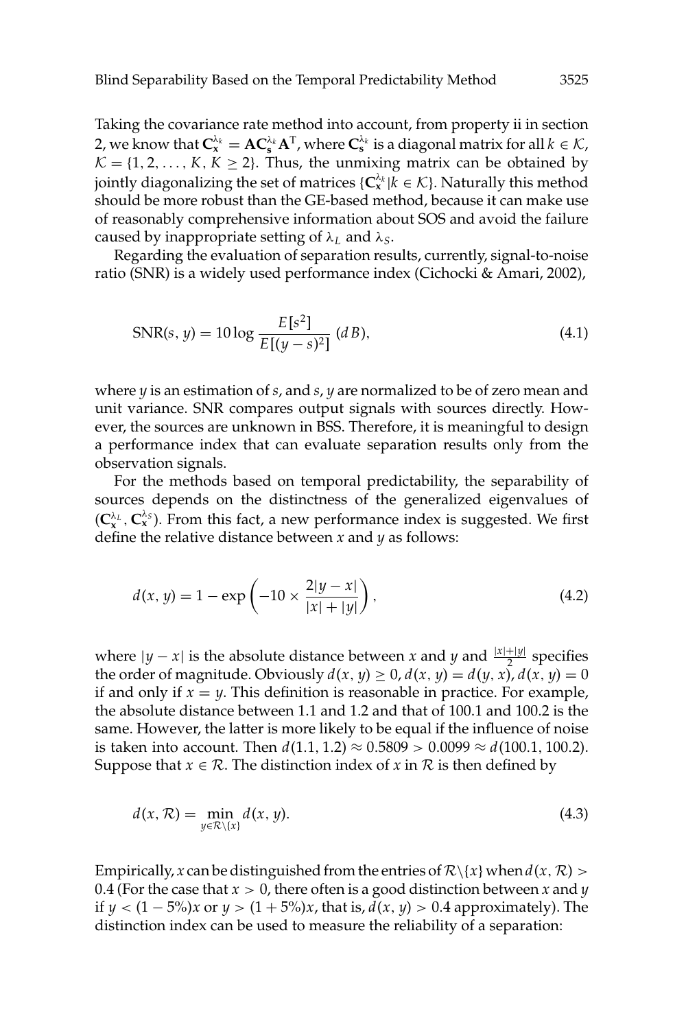Taking the covariance rate method into account, from property ii in section 2, we know that $\mathbf{C}_{\mathbf{x}}^{\lambda_k} = \mathbf{A}\mathbf{C}_{\mathbf{s}}^{\lambda_k}\mathbf{A}^{\mathrm{T}}$, where $\mathbf{C}_{\mathbf{s}}^{\lambda_k}$ is a diagonal matrix for all $k \in \mathcal{K}$, $\mathcal{K} = \{1, 2, \ldots, K, K \geq 2\}$. Thus, the unmixing matrix can be obtained by jointly diagonalizing the set of matrices $\{\mathbf{C}_{\mathbf{x}}^{\lambda_k} | k \in \mathcal{K}\}$. Naturally this method should be more robust than the GE-based method, because it can make use of reasonably comprehensive information about SOS and avoid the failure caused by inappropriate setting of $\lambda_L$ and $\lambda_S$.

Regarding the evaluation of separation results, currently, signal-to-noise ratio (SNR) is a widely used performance index (Cichocki & Amari, 2002),

$$\mathrm{SNR}(s, y) = 10 \log \frac{E[s^2]}{E[(y-s)^2]} \; (dB), \tag{4.1}$$

where $y$ is an estimation of $s$, and $s$, $y$ are normalized to be of zero mean and unit variance. SNR compares output signals with sources directly. However, the sources are unknown in BSS. Therefore, it is meaningful to design a performance index that can evaluate separation results only from the observation signals.

For the methods based on temporal predictability, the separability of sources depends on the distinctness of the generalized eigenvalues of $(\mathbf{C}_{\mathbf{x}}^{\lambda_L}, \mathbf{C}_{\mathbf{x}}^{\lambda_S})$. From this fact, a new performance index is suggested. We first define the relative distance between $x$ and $y$ as follows:

$$d(x, y) = 1 - \exp\left(-10 \times \frac{2|y - x|}{|x| + |y|}\right), \tag{4.2}$$

where $|y - x|$ is the absolute distance between $x$ and $y$ and $\frac{|x|+|y|}{2}$ specifies the order of magnitude. Obviously $d(x, y) \geq 0$, $d(x, y) = d(y, x)$, $d(x, y) = 0$ if and only if $x = y$. This definition is reasonable in practice. For example, the absolute distance between 1.1 and 1.2 and that of 100.1 and 100.2 is the same. However, the latter is more likely to be equal if the influence of noise is taken into account. Then $d(1.1, 1.2) \approx 0.5809 > 0.0099 \approx d(100.1, 100.2)$. Suppose that $x \in \mathcal{R}$. The distinction index of $x$ in $\mathcal{R}$ is then defined by

$$d(x, \mathcal{R}) = \min_{y \in \mathcal{R} \setminus \{x\}} d(x, y). \tag{4.3}$$

Empirically, $x$ can be distinguished from the entries of $\mathcal{R} \setminus \{x\}$ when $d(x, \mathcal{R}) > 0.4$ (For the case that $x > 0$, there often is a good distinction between $x$ and $y$ if $y < (1 - 5\%)x$ or $y > (1 + 5\%)x$, that is, $d(x, y) > 0.4$ approximately). The distinction index can be used to measure the reliability of a separation: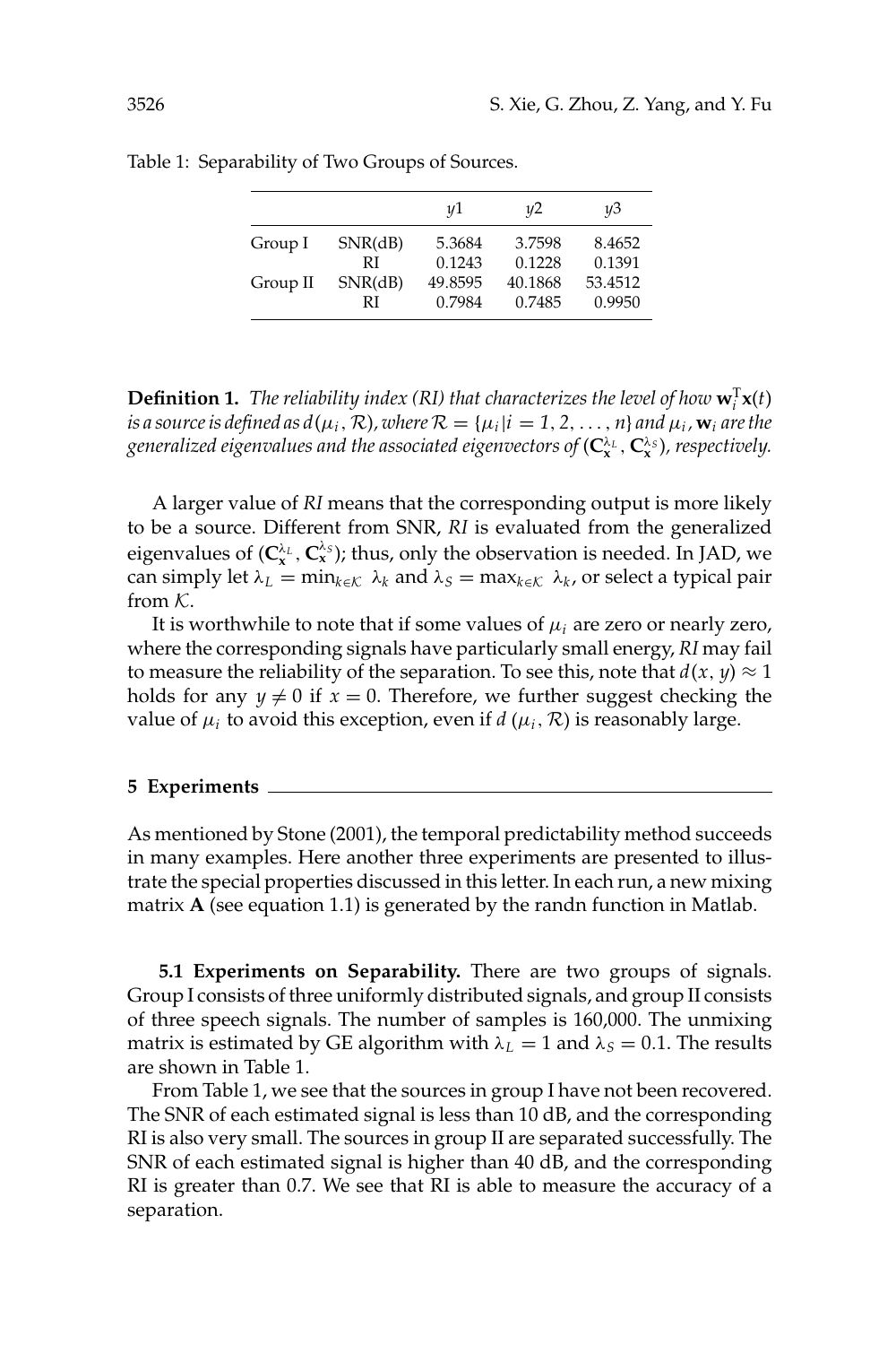Table 1: Separability of Two Groups of Sources.

| | | y1 | y2 | y3 |
|---|---|---|---|---|
| Group I | SNR(dB) | 5.3684 | 3.7598 | 8.4652 |
| | RI | 0.1243 | 0.1228 | 0.1391 |
| Group II | SNR(dB) | 49.8595 | 40.1868 | 53.4512 |
| | RI | 0.7984 | 0.7485 | 0.9950 |

**Definition 1.** *The reliability index (RI) that characterizes the level of how $\mathbf{w}_i^T \mathbf{x}(t)$ is a source is defined as $d(\mu_i, \mathcal{R})$, where $\mathcal{R} = \{\mu_i | i = 1, 2, \ldots, n\}$ and $\mu_i$, $\mathbf{w}_i$ are the generalized eigenvalues and the associated eigenvectors of $(\mathbf{C}_{\mathbf{x}}^{\lambda_L}, \mathbf{C}_{\mathbf{x}}^{\lambda_S})$, respectively.*

A larger value of *RI* means that the corresponding output is more likely to be a source. Different from SNR, *RI* is evaluated from the generalized eigenvalues of $(\mathbf{C}_{\mathbf{x}}^{\lambda_L}, \mathbf{C}_{\mathbf{x}}^{\lambda_S})$; thus, only the observation is needed. In JAD, we can simply let $\lambda_L = \min_{k \in \mathcal{K}} \lambda_k$ and $\lambda_S = \max_{k \in \mathcal{K}} \lambda_k$, or select a typical pair from $\mathcal{K}$.

It is worthwhile to note that if some values of $\mu_i$ are zero or nearly zero, where the corresponding signals have particularly small energy, *RI* may fail to measure the reliability of the separation. To see this, note that $d(x, y) \approx 1$ holds for any $y \neq 0$ if $x = 0$. Therefore, we further suggest checking the value of $\mu_i$ to avoid this exception, even if $d(\mu_i, \mathcal{R})$ is reasonably large.

## 5 Experiments

As mentioned by Stone (2001), the temporal predictability method succeeds in many examples. Here another three experiments are presented to illustrate the special properties discussed in this letter. In each run, a new mixing matrix $\mathbf{A}$ (see equation 1.1) is generated by the randn function in Matlab.

**5.1 Experiments on Separability.** There are two groups of signals. Group I consists of three uniformly distributed signals, and group II consists of three speech signals. The number of samples is 160,000. The unmixing matrix is estimated by GE algorithm with $\lambda_L = 1$ and $\lambda_S = 0.1$. The results are shown in Table 1.

From Table 1, we see that the sources in group I have not been recovered. The SNR of each estimated signal is less than 10 dB, and the corresponding RI is also very small. The sources in group II are separated successfully. The SNR of each estimated signal is higher than 40 dB, and the corresponding RI is greater than 0.7. We see that RI is able to measure the accuracy of a separation.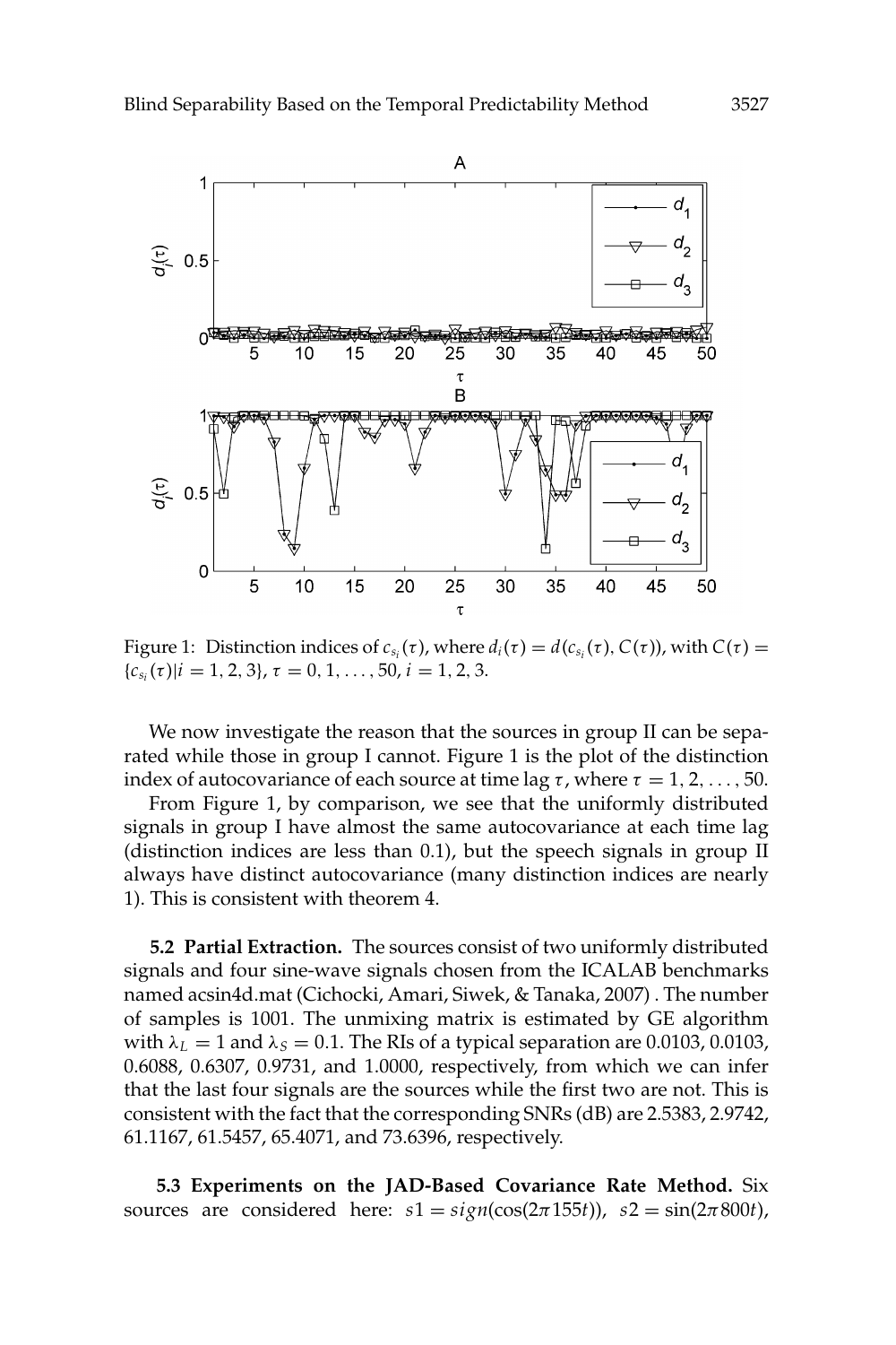Figure 1: Distinction indices of $c_{s_i}(\tau)$, where $d_i(\tau) = d(c_{s_i}(\tau), C(\tau))$, with $C(\tau) = \{c_{s_i}(\tau)|i = 1, 2, 3\}$, $\tau = 0, 1, \ldots, 50$, $i = 1, 2, 3$.

We now investigate the reason that the sources in group II can be separated while those in group I cannot. Figure 1 is the plot of the distinction index of autocovariance of each source at time lag $\tau$, where $\tau = 1, 2, \ldots, 50$.

From Figure 1, by comparison, we see that the uniformly distributed signals in group I have almost the same autocovariance at each time lag (distinction indices are less than 0.1), but the speech signals in group II always have distinct autocovariance (many distinction indices are nearly 1). This is consistent with theorem 4.

**5.2 Partial Extraction.** The sources consist of two uniformly distributed signals and four sine-wave signals chosen from the ICALAB benchmarks named acsin4d.mat (Cichocki, Amari, Siwek, & Tanaka, 2007) . The number of samples is 1001. The unmixing matrix is estimated by GE algorithm with $\lambda_L = 1$ and $\lambda_S = 0.1$. The RIs of a typical separation are 0.0103, 0.0103, 0.6088, 0.6307, 0.9731, and 1.0000, respectively, from which we can infer that the last four signals are the sources while the first two are not. This is consistent with the fact that the corresponding SNRs (dB) are 2.5383, 2.9742, 61.1167, 61.5457, 65.4071, and 73.6396, respectively.

**5.3 Experiments on the JAD-Based Covariance Rate Method.** Six sources are considered here: $s1 = sign(\cos(2\pi 155t))$, $s2 = \sin(2\pi 800t)$,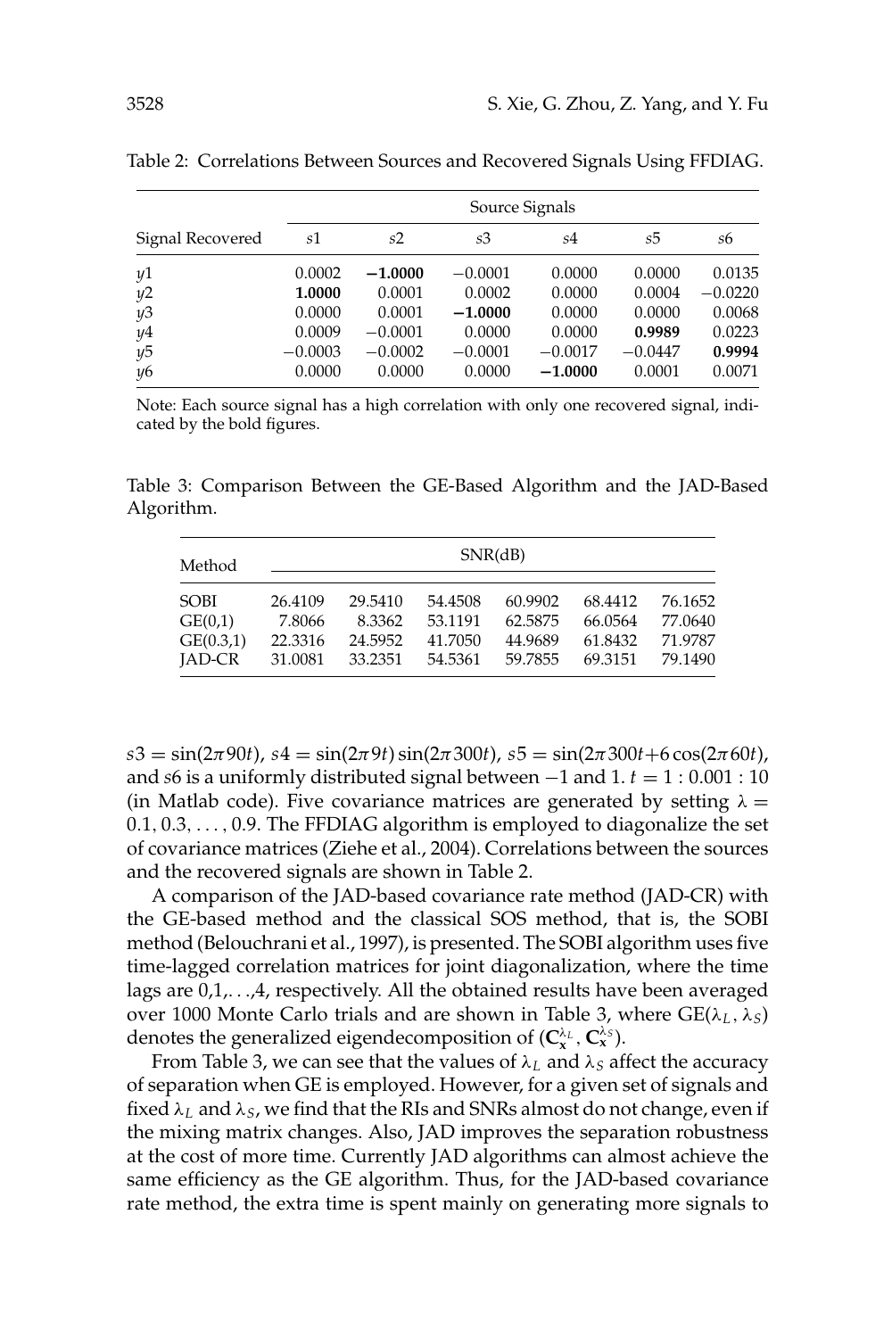Table 2: Correlations Between Sources and Recovered Signals Using FFDIAG.

| | Source Signals | | | | | |
|---|---|---|---|---|---|---|
| Signal Recovered | $s1$ | $s2$ | $s3$ | $s4$ | $s5$ | $s6$ |
| $y1$ | 0.0002 | **−1.0000** | −0.0001 | 0.0000 | 0.0000 | 0.0135 |
| $y2$ | **1.0000** | 0.0001 | 0.0002 | 0.0000 | 0.0004 | −0.0220 |
| $y3$ | 0.0000 | 0.0001 | **−1.0000** | 0.0000 | 0.0000 | 0.0068 |
| $y4$ | 0.0009 | −0.0001 | 0.0000 | 0.0000 | **0.9989** | 0.0223 |
| $y5$ | −0.0003 | −0.0002 | −0.0001 | −0.0017 | −0.0447 | **0.9994** |
| $y6$ | 0.0000 | 0.0000 | 0.0000 | **−1.0000** | 0.0001 | 0.0071 |

Note: Each source signal has a high correlation with only one recovered signal, indicated by the bold figures.

Table 3: Comparison Between the GE-Based Algorithm and the JAD-Based Algorithm.

| Method | SNR(dB) | | | | | |
|---|---|---|---|---|---|---|
| SOBI | 26.4109 | 29.5410 | 54.4508 | 60.9902 | 68.4412 | 76.1652 |
| GE(0,1) | 7.8066 | 8.3362 | 53.1191 | 62.5875 | 66.0564 | 77.0640 |
| GE(0.3,1) | 22.3316 | 24.5952 | 41.7050 | 44.9689 | 61.8432 | 71.9787 |
| JAD-CR | 31.0081 | 33.2351 | 54.5361 | 59.7855 | 69.3151 | 79.1490 |

$s3 = \sin(2\pi 90t)$, $s4 = \sin(2\pi 9t)\sin(2\pi 300t)$, $s5 = \sin(2\pi 300t + 6\cos(2\pi 60t))$, and $s6$ is a uniformly distributed signal between −1 and 1. $t = 1 : 0.001 : 10$ (in Matlab code). Five covariance matrices are generated by setting $\lambda = 0.1, 0.3, \ldots, 0.9$. The FFDIAG algorithm is employed to diagonalize the set of covariance matrices (Ziehe et al., 2004). Correlations between the sources and the recovered signals are shown in Table 2.

A comparison of the JAD-based covariance rate method (JAD-CR) with the GE-based method and the classical SOS method, that is, the SOBI method (Belouchrani et al., 1997), is presented. The SOBI algorithm uses five time-lagged correlation matrices for joint diagonalization, where the time lags are 0,1,. . .,4, respectively. All the obtained results have been averaged over 1000 Monte Carlo trials and are shown in Table 3, where GE($\lambda_L$, $\lambda_S$) denotes the generalized eigendecomposition of ($\mathbf{C}_{\mathbf{x}}^{\lambda_L}$, $\mathbf{C}_{\mathbf{x}}^{\lambda_S}$).

From Table 3, we can see that the values of $\lambda_L$ and $\lambda_S$ affect the accuracy of separation when GE is employed. However, for a given set of signals and fixed $\lambda_L$ and $\lambda_S$, we find that the RIs and SNRs almost do not change, even if the mixing matrix changes. Also, JAD improves the separation robustness at the cost of more time. Currently JAD algorithms can almost achieve the same efficiency as the GE algorithm. Thus, for the JAD-based covariance rate method, the extra time is spent mainly on generating more signals to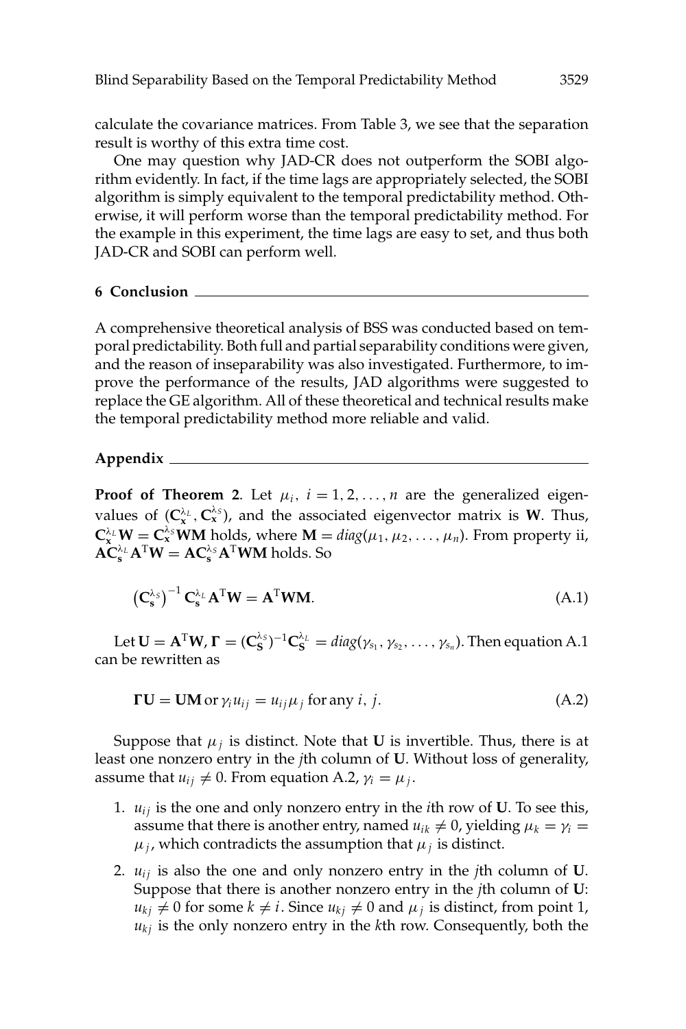calculate the covariance matrices. From Table 3, we see that the separation result is worthy of this extra time cost.

One may question why JAD-CR does not outperform the SOBI algorithm evidently. In fact, if the time lags are appropriately selected, the SOBI algorithm is simply equivalent to the temporal predictability method. Otherwise, it will perform worse than the temporal predictability method. For the example in this experiment, the time lags are easy to set, and thus both JAD-CR and SOBI can perform well.

## 6 Conclusion

A comprehensive theoretical analysis of BSS was conducted based on temporal predictability. Both full and partial separability conditions were given, and the reason of inseparability was also investigated. Furthermore, to improve the performance of the results, JAD algorithms were suggested to replace the GE algorithm. All of these theoretical and technical results make the temporal predictability method more reliable and valid.

## Appendix

**Proof of Theorem 2**. Let $\mu_i,\ i = 1, 2, \ldots, n$ are the generalized eigenvalues of $(\mathbf{C}_{\mathbf{x}}^{\lambda_L}, \mathbf{C}_{\mathbf{x}}^{\lambda_S})$, and the associated eigenvector matrix is $\mathbf{W}$. Thus, $\mathbf{C}_{\mathbf{x}}^{\lambda_L}\mathbf{W} = \mathbf{C}_{\mathbf{x}}^{\lambda_S}\mathbf{W}\mathbf{M}$ holds, where $\mathbf{M} = diag(\mu_1, \mu_2, \ldots, \mu_n)$. From property ii, $\mathbf{A}\mathbf{C}_{\mathbf{s}}^{\lambda_L}\mathbf{A}^{\mathrm{T}}\mathbf{W} = \mathbf{A}\mathbf{C}_{\mathbf{s}}^{\lambda_S}\mathbf{A}^{\mathrm{T}}\mathbf{W}\mathbf{M}$ holds. So

$$\left(\mathbf{C}_{\mathbf{s}}^{\lambda_S}\right)^{-1}\mathbf{C}_{\mathbf{s}}^{\lambda_L}\mathbf{A}^{\mathrm{T}}\mathbf{W} = \mathbf{A}^{\mathrm{T}}\mathbf{W}\mathbf{M}. \tag{A.1}$$

Let $\mathbf{U} = \mathbf{A}^{\mathrm{T}}\mathbf{W}$, $\mathbf{\Gamma} = (\mathbf{C}_{\mathbf{S}}^{\lambda_S})^{-1}\mathbf{C}_{\mathbf{S}}^{\lambda_L} = diag(\gamma_{s_1}, \gamma_{s_2}, \ldots, \gamma_{s_n})$. Then equation A.1 can be rewritten as

$$\mathbf{\Gamma}\mathbf{U} = \mathbf{U}\mathbf{M} \text{ or } \gamma_i u_{ij} = u_{ij}\mu_j \text{ for any } i,\ j. \tag{A.2}$$

Suppose that $\mu_j$ is distinct. Note that $\mathbf{U}$ is invertible. Thus, there is at least one nonzero entry in the $j$th column of $\mathbf{U}$. Without loss of generality, assume that $u_{ij} \neq 0$. From equation A.2, $\gamma_i = \mu_j$.

1. $u_{ij}$ is the one and only nonzero entry in the $i$th row of $\mathbf{U}$. To see this, assume that there is another entry, named $u_{ik} \neq 0$, yielding $\mu_k = \gamma_i = \mu_j$, which contradicts the assumption that $\mu_j$ is distinct.
2. $u_{ij}$ is also the one and only nonzero entry in the $j$th column of $\mathbf{U}$. Suppose that there is another nonzero entry in the $j$th column of $\mathbf{U}$: $u_{kj} \neq 0$ for some $k \neq i$. Since $u_{kj} \neq 0$ and $\mu_j$ is distinct, from point 1, $u_{kj}$ is the only nonzero entry in the $k$th row. Consequently, both the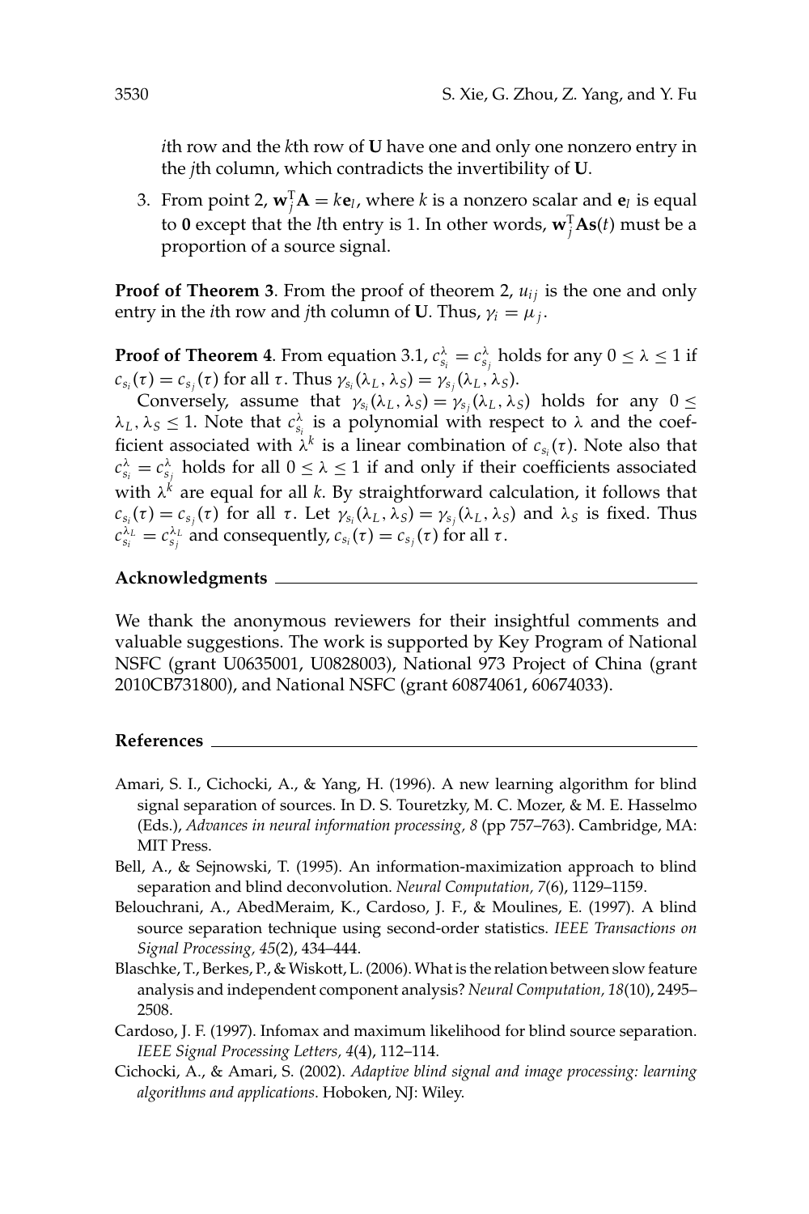$i$th row and the $k$th row of $\mathbf{U}$ have one and only one nonzero entry in the $j$th column, which contradicts the invertibility of $\mathbf{U}$.

3. From point 2, $\mathbf{w}_j^{\mathrm{T}}\mathbf{A} = k\mathbf{e}_l$, where $k$ is a nonzero scalar and $\mathbf{e}_l$ is equal to $\mathbf{0}$ except that the $l$th entry is 1. In other words, $\mathbf{w}_j^{\mathrm{T}}\mathbf{A}\mathbf{s}(t)$ must be a proportion of a source signal.

**Proof of Theorem 3**. From the proof of theorem 2, $u_{ij}$ is the one and only entry in the $i$th row and $j$th column of $\mathbf{U}$. Thus, $\gamma_i = \mu_j$.

**Proof of Theorem 4**. From equation 3.1, $c_{s_i}^{\lambda} = c_{s_j}^{\lambda}$ holds for any $0 \leq \lambda \leq 1$ if $c_{s_i}(\tau) = c_{s_j}(\tau)$ for all $\tau$. Thus $\gamma_{s_i}(\lambda_L, \lambda_S) = \gamma_{s_j}(\lambda_L, \lambda_S)$.

Conversely, assume that $\gamma_{s_i}(\lambda_L, \lambda_S) = \gamma_{s_j}(\lambda_L, \lambda_S)$ holds for any $0 \leq \lambda_L, \lambda_S \leq 1$. Note that $c_{s_i}^{\lambda}$ is a polynomial with respect to $\lambda$ and the coefficient associated with $\lambda^k$ is a linear combination of $c_{s_i}(\tau)$. Note also that $c_{s_i}^{\lambda} = c_{s_j}^{\lambda}$ holds for all $0 \leq \lambda \leq 1$ if and only if their coefficients associated with $\lambda^k$ are equal for all $k$. By straightforward calculation, it follows that $c_{s_i}(\tau) = c_{s_j}(\tau)$ for all $\tau$. Let $\gamma_{s_i}(\lambda_L, \lambda_S) = \gamma_{s_j}(\lambda_L, \lambda_S)$ and $\lambda_S$ is fixed. Thus $c_{s_i}^{\lambda_L} = c_{s_j}^{\lambda_L}$ and consequently, $c_{s_i}(\tau) = c_{s_j}(\tau)$ for all $\tau$.

## Acknowledgments

We thank the anonymous reviewers for their insightful comments and valuable suggestions. The work is supported by Key Program of National NSFC (grant U0635001, U0828003), National 973 Project of China (grant 2010CB731800), and National NSFC (grant 60874061, 60674033).

## References

Amari, S. I., Cichocki, A., & Yang, H. (1996). A new learning algorithm for blind signal separation of sources. In D. S. Touretzky, M. C. Mozer, & M. E. Hasselmo (Eds.), *Advances in neural information processing, 8* (pp 757–763). Cambridge, MA: MIT Press.

Bell, A., & Sejnowski, T. (1995). An information-maximization approach to blind separation and blind deconvolution. *Neural Computation, 7*(6), 1129–1159.

Belouchrani, A., AbedMeraim, K., Cardoso, J. F., & Moulines, E. (1997). A blind source separation technique using second-order statistics. *IEEE Transactions on Signal Processing, 45*(2), 434–444.

Blaschke, T., Berkes, P., & Wiskott, L. (2006). What is the relation between slow feature analysis and independent component analysis? *Neural Computation, 18*(10), 2495–2508.

Cardoso, J. F. (1997). Infomax and maximum likelihood for blind source separation. *IEEE Signal Processing Letters, 4*(4), 112–114.

Cichocki, A., & Amari, S. (2002). *Adaptive blind signal and image processing: learning algorithms and applications*. Hoboken, NJ: Wiley.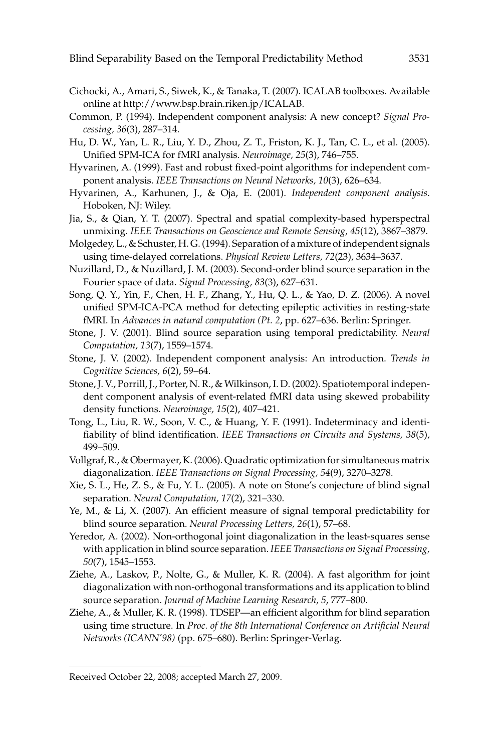Cichocki, A., Amari, S., Siwek, K., & Tanaka, T. (2007). ICALAB toolboxes. Available online at http://www.bsp.brain.riken.jp/ICALAB.

Common, P. (1994). Independent component analysis: A new concept? *Signal Processing, 36*(3), 287–314.

Hu, D. W., Yan, L. R., Liu, Y. D., Zhou, Z. T., Friston, K. J., Tan, C. L., et al. (2005). Unified SPM-ICA for fMRI analysis. *Neuroimage, 25*(3), 746–755.

Hyvarinen, A. (1999). Fast and robust fixed-point algorithms for independent component analysis. *IEEE Transactions on Neural Networks, 10*(3), 626–634.

Hyvarinen, A., Karhunen, J., & Oja, E. (2001). *Independent component analysis*. Hoboken, NJ: Wiley.

Jia, S., & Qian, Y. T. (2007). Spectral and spatial complexity-based hyperspectral unmixing. *IEEE Transactions on Geoscience and Remote Sensing, 45*(12), 3867–3879.

Molgedey, L., & Schuster, H. G. (1994). Separation of a mixture of independent signals using time-delayed correlations. *Physical Review Letters, 72*(23), 3634–3637.

Nuzillard, D., & Nuzillard, J. M. (2003). Second-order blind source separation in the Fourier space of data. *Signal Processing, 83*(3), 627–631.

Song, Q. Y., Yin, F., Chen, H. F., Zhang, Y., Hu, Q. L., & Yao, D. Z. (2006). A novel unified SPM-ICA-PCA method for detecting epileptic activities in resting-state fMRI. In *Advances in natural computation (Pt. 2*, pp. 627–636. Berlin: Springer.

Stone, J. V. (2001). Blind source separation using temporal predictability. *Neural Computation, 13*(7), 1559–1574.

Stone, J. V. (2002). Independent component analysis: An introduction. *Trends in Cognitive Sciences, 6*(2), 59–64.

Stone, J. V., Porrill, J., Porter, N. R., & Wilkinson, I. D. (2002). Spatiotemporal independent component analysis of event-related fMRI data using skewed probability density functions. *Neuroimage, 15*(2), 407–421.

Tong, L., Liu, R. W., Soon, V. C., & Huang, Y. F. (1991). Indeterminacy and identifiability of blind identification. *IEEE Transactions on Circuits and Systems, 38*(5), 499–509.

Vollgraf, R., & Obermayer, K. (2006). Quadratic optimization for simultaneous matrix diagonalization. *IEEE Transactions on Signal Processing, 54*(9), 3270–3278.

Xie, S. L., He, Z. S., & Fu, Y. L. (2005). A note on Stone's conjecture of blind signal separation. *Neural Computation, 17*(2), 321–330.

Ye, M., & Li, X. (2007). An efficient measure of signal temporal predictability for blind source separation. *Neural Processing Letters, 26*(1), 57–68.

Yeredor, A. (2002). Non-orthogonal joint diagonalization in the least-squares sense with application in blind source separation. *IEEE Transactions on Signal Processing, 50*(7), 1545–1553.

Ziehe, A., Laskov, P., Nolte, G., & Muller, K. R. (2004). A fast algorithm for joint diagonalization with non-orthogonal transformations and its application to blind source separation. *Journal of Machine Learning Research, 5*, 777–800.

Ziehe, A., & Muller, K. R. (1998). TDSEP—an efficient algorithm for blind separation using time structure. In *Proc. of the 8th International Conference on Artificial Neural Networks (ICANN'98)* (pp. 675–680). Berlin: Springer-Verlag.

---

Received October 22, 2008; accepted March 27, 2009.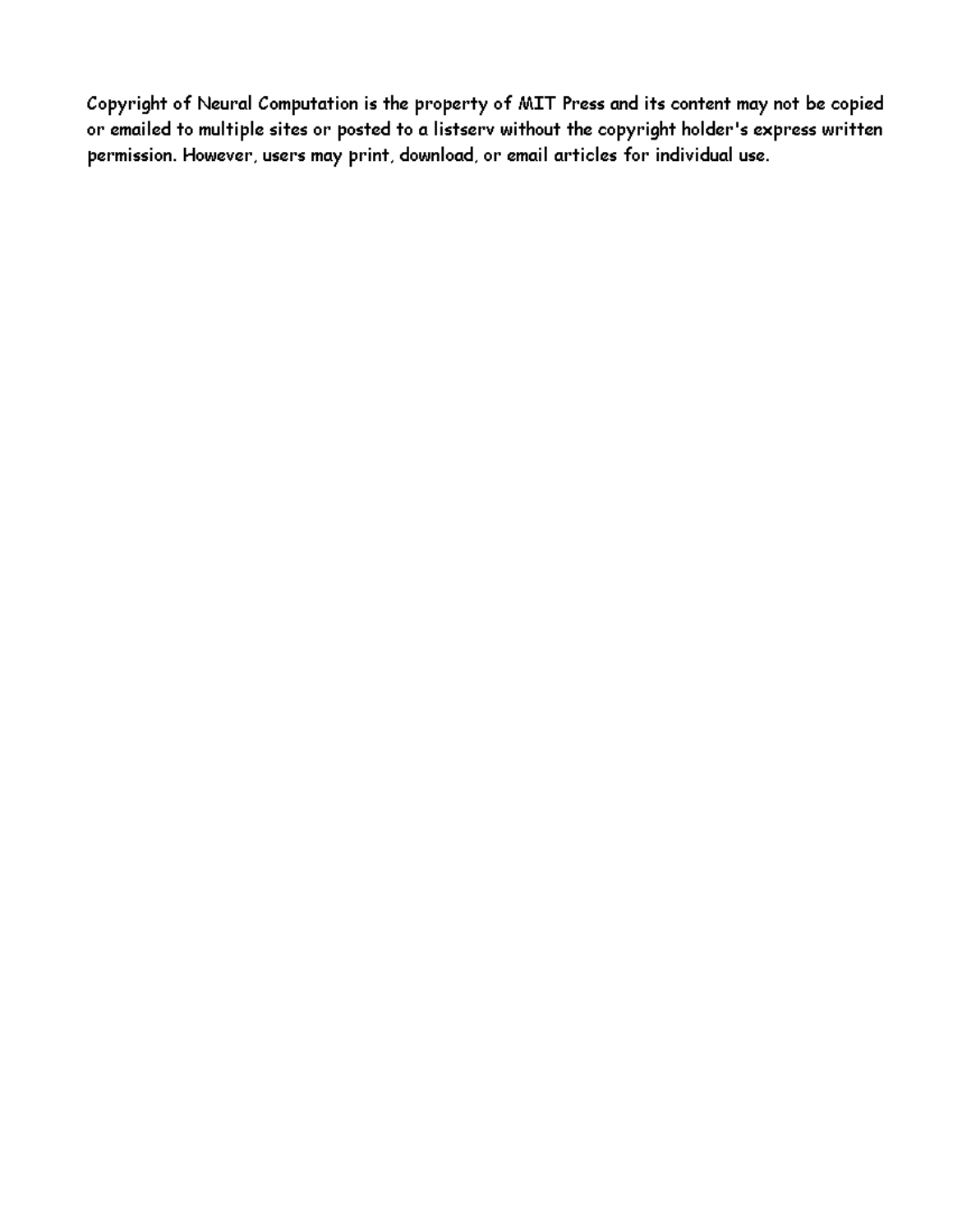Copyright of Neural Computation is the property of MIT Press and its content may not be copied or emailed to multiple sites or posted to a listserv without the copyright holder's express written permission. However, users may print, download, or email articles for individual use.